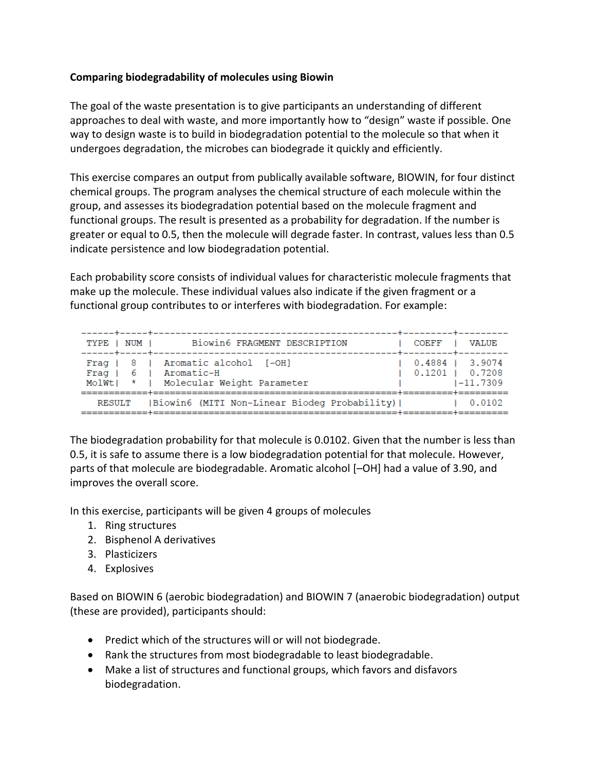**Comparing biodegradability of molecules using Biowin**

The goal of the waste presentation is to give participants an understanding of different approaches to deal with waste, and more importantly how to "design" waste if possible. One way to design waste is to build in biodegradation potential to the molecule so that when it undergoes degradation, the microbes can biodegrade it quickly and efficiently.

This exercise compares an output from publically available software, BIOWIN, for four distinct chemical groups. The program analyses the chemical structure of each molecule within the group, and assesses its biodegradation potential based on the molecule fragment and functional groups. The result is presented as a probability for degradation. If the number is greater or equal to 0.5, then the molecule will degrade faster. In contrast, values less than 0.5 indicate persistence and low biodegradation potential.

Each probability score consists of individual values for characteristic molecule fragments that make up the molecule. These individual values also indicate if the given fragment or a functional group contributes to or interferes with biodegradation. For example:

| TYPE | NUM | Biowin6 FRAGMENT DESCRIPTION | COEFF | VALUE |
|---|---|---|---|---|
| Frag | 8 | Aromatic alcohol [-OH] | 0.4884 | 3.9074 |
| Frag | 6 | Aromatic-H | 0.1201 | 0.7208 |
| MolWt | * | Molecular Weight Parameter | | -11.7309 |
| RESULT | | Biowin6 (MITI Non-Linear Biodeg Probability) | | 0.0102 |

The biodegradation probability for that molecule is 0.0102. Given that the number is less than 0.5, it is safe to assume there is a low biodegradation potential for that molecule. However, parts of that molecule are biodegradable. Aromatic alcohol [–OH] had a value of 3.90, and improves the overall score.

In this exercise, participants will be given 4 groups of molecules

1. Ring structures
2. Bisphenol A derivatives
3. Plasticizers
4. Explosives

Based on BIOWIN 6 (aerobic biodegradation) and BIOWIN 7 (anaerobic biodegradation) output (these are provided), participants should:

- Predict which of the structures will or will not biodegrade.
- Rank the structures from most biodegradable to least biodegradable.
- Make a list of structures and functional groups, which favors and disfavors biodegradation.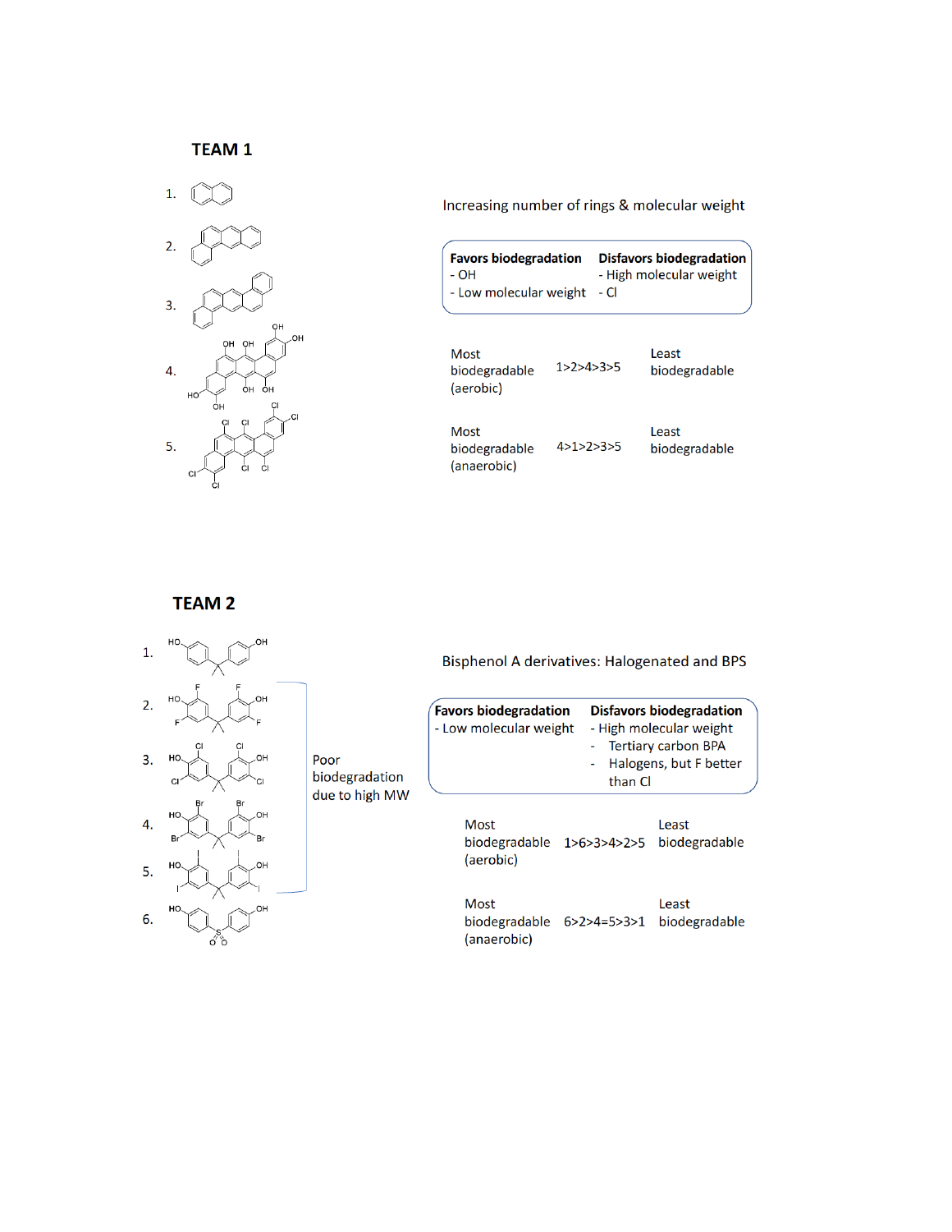## TEAM 1

1.

2.

3.

4.

5.

Increasing number of rings & molecular weight

| Favors biodegradation | Disfavors biodegradation |
|---|---|
| - OH | - High molecular weight |
| - Low molecular weight | - Cl |

| Most biodegradable (aerobic) | 1>2>4>3>5 | Least biodegradable |
|---|---|---|
| Most biodegradable (anaerobic) | 4>1>2>3>5 | Least biodegradable |

## TEAM 2

1.

2.

3.

4.

5.

6.

Poor biodegradation due to high MW

Bisphenol A derivatives: Halogenated and BPS

| Favors biodegradation | Disfavors biodegradation |
|---|---|
| - Low molecular weight | - High molecular weight<br>- Tertiary carbon BPA<br>- Halogens, but F better than Cl |

| Most biodegradable (aerobic) | 1>6>3>4>2>5 | Least biodegradable |
|---|---|---|
| Most biodegradable (anaerobic) | 6>2>4=5>3>1 | Least biodegradable |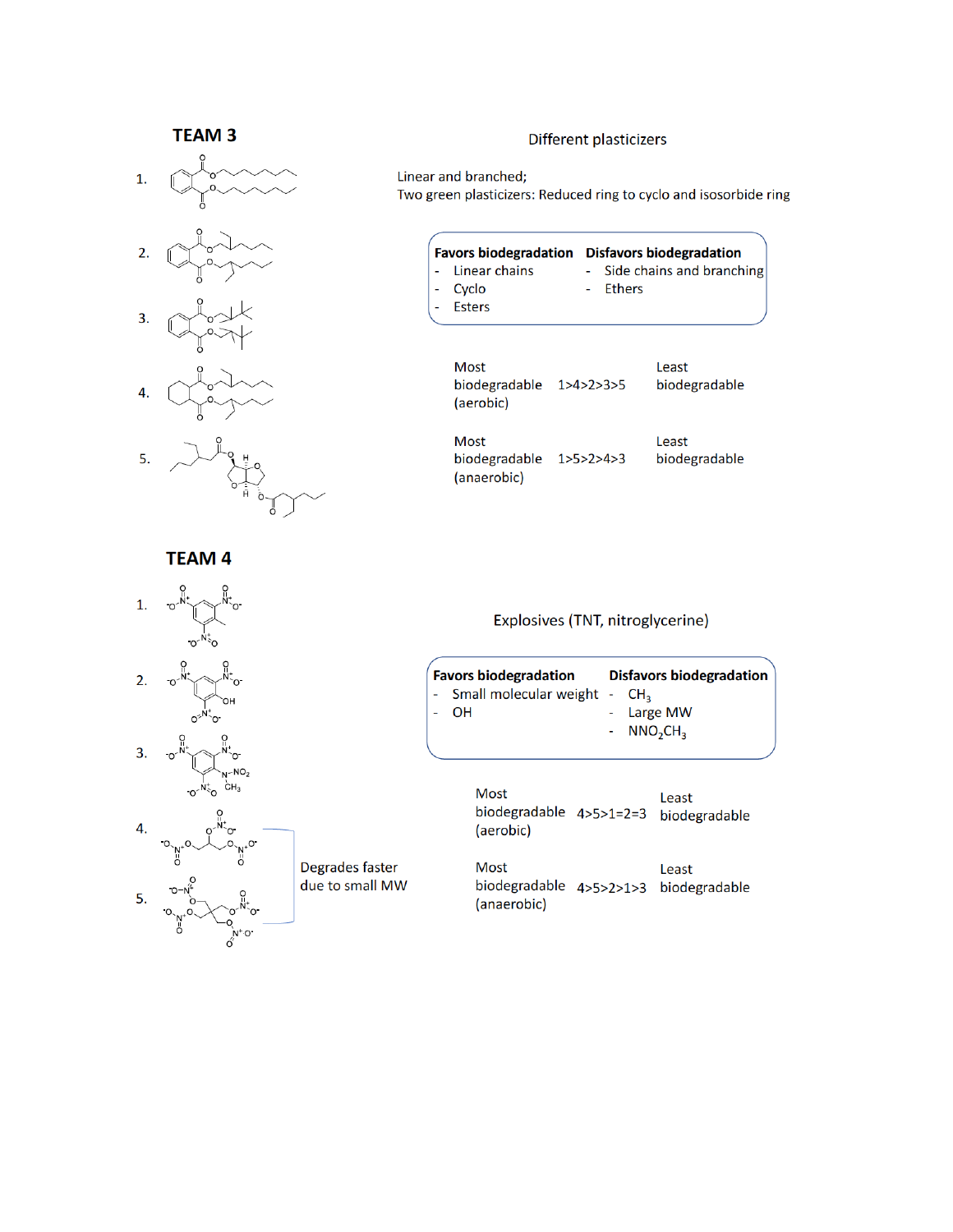## TEAM 3

1.

2.

3.

4.

5.

Different plasticizers

Linear and branched;
Two green plasticizers: Reduced ring to cyclo and isosorbide ring

| Favors biodegradation | Disfavors biodegradation |
|---|---|
| - Linear chains | - Side chains and branching |
| - Cyclo | - Ethers |
| - Esters | |

Most biodegradable (aerobic) 1>4>2>3>5 Least biodegradable

Most biodegradable (anaerobic) 1>5>2>4>3 Least biodegradable

## TEAM 4

1.

2.

3.

4.

5.

Degrades faster due to small MW

Explosives (TNT, nitroglycerine)

| Favors biodegradation | Disfavors biodegradation |
|---|---|
| - Small molecular weight | - $CH_3$ |
| - OH | - Large MW |
| | - $NNO_2CH_3$ |

Most biodegradable (aerobic) 4>5>1=2=3 Least biodegradable

Most biodegradable (anaerobic) 4>5>2>1>3 Least biodegradable